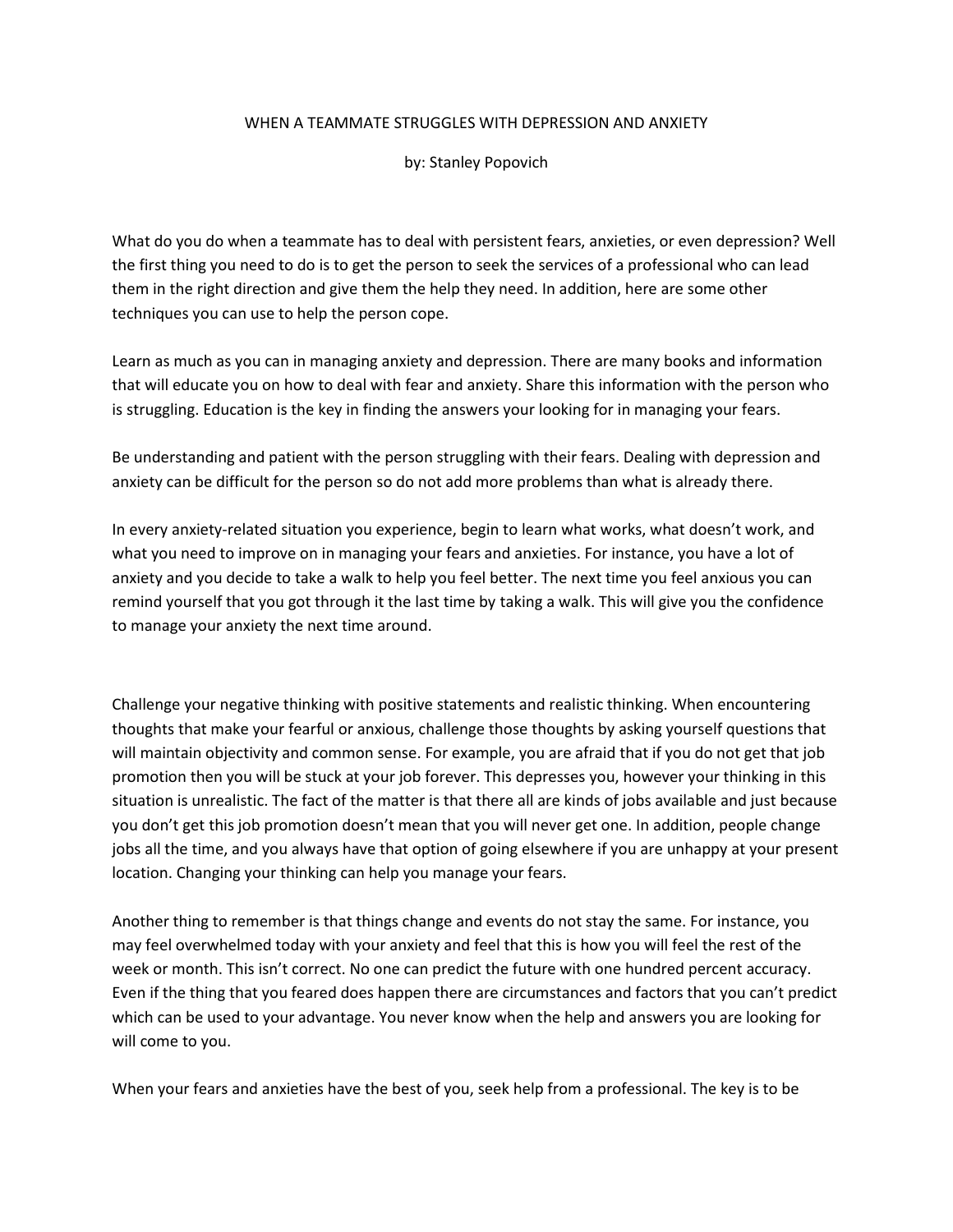# WHEN A TEAMMATE STRUGGLES WITH DEPRESSION AND ANXIETY

by: Stanley Popovich

What do you do when a teammate has to deal with persistent fears, anxieties, or even depression? Well the first thing you need to do is to get the person to seek the services of a professional who can lead them in the right direction and give them the help they need. In addition, here are some other techniques you can use to help the person cope.

Learn as much as you can in managing anxiety and depression. There are many books and information that will educate you on how to deal with fear and anxiety. Share this information with the person who is struggling. Education is the key in finding the answers your looking for in managing your fears.

Be understanding and patient with the person struggling with their fears. Dealing with depression and anxiety can be difficult for the person so do not add more problems than what is already there.

In every anxiety-related situation you experience, begin to learn what works, what doesn't work, and what you need to improve on in managing your fears and anxieties. For instance, you have a lot of anxiety and you decide to take a walk to help you feel better. The next time you feel anxious you can remind yourself that you got through it the last time by taking a walk. This will give you the confidence to manage your anxiety the next time around.

Challenge your negative thinking with positive statements and realistic thinking. When encountering thoughts that make your fearful or anxious, challenge those thoughts by asking yourself questions that will maintain objectivity and common sense. For example, you are afraid that if you do not get that job promotion then you will be stuck at your job forever. This depresses you, however your thinking in this situation is unrealistic. The fact of the matter is that there all are kinds of jobs available and just because you don't get this job promotion doesn't mean that you will never get one. In addition, people change jobs all the time, and you always have that option of going elsewhere if you are unhappy at your present location. Changing your thinking can help you manage your fears.

Another thing to remember is that things change and events do not stay the same. For instance, you may feel overwhelmed today with your anxiety and feel that this is how you will feel the rest of the week or month. This isn't correct. No one can predict the future with one hundred percent accuracy. Even if the thing that you feared does happen there are circumstances and factors that you can't predict which can be used to your advantage. You never know when the help and answers you are looking for will come to you.

When your fears and anxieties have the best of you, seek help from a professional. The key is to be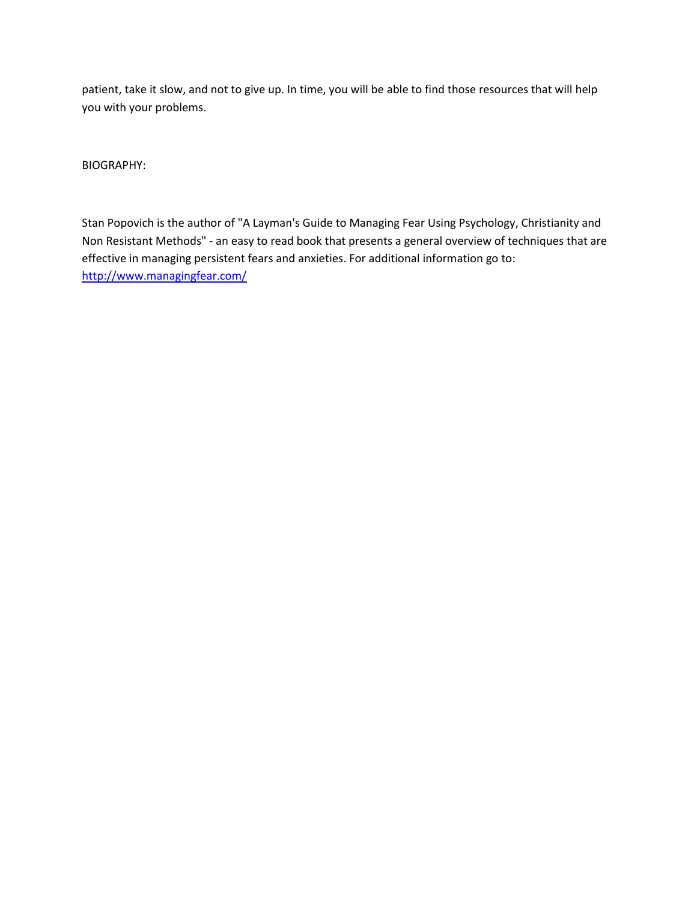patient, take it slow, and not to give up. In time, you will be able to find those resources that will help you with your problems.

BIOGRAPHY:

Stan Popovich is the author of "A Layman's Guide to Managing Fear Using Psychology, Christianity and Non Resistant Methods" - an easy to read book that presents a general overview of techniques that are effective in managing persistent fears and anxieties. For additional information go to: [http://www.managingfear.com/](http://www.managingfear.com/)